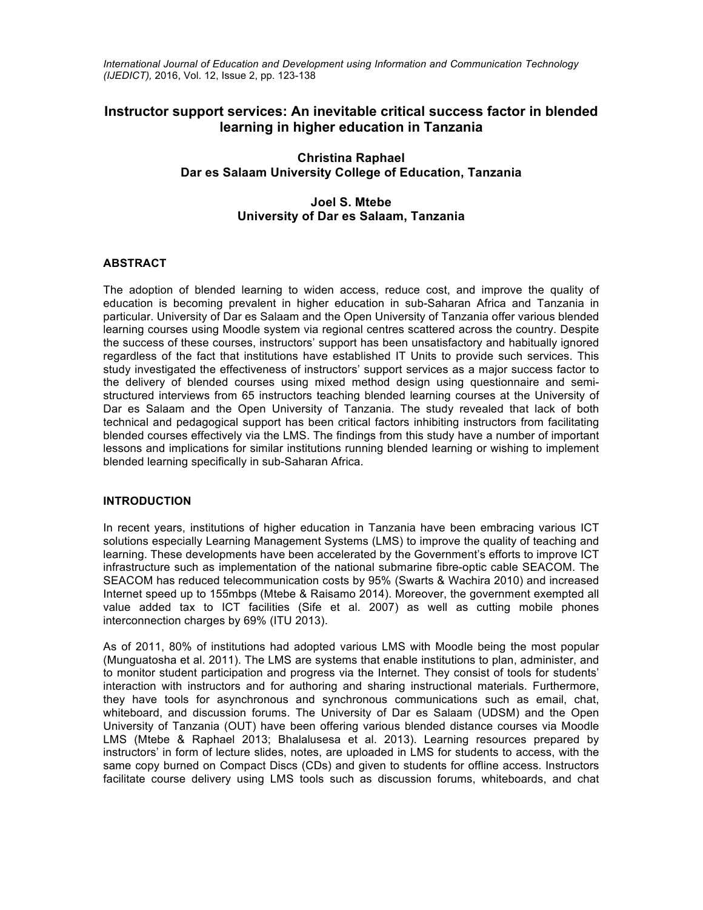# Instructor support services: An inevitable critical success factor in blended learning in higher education in Tanzania

**Christina Raphael**
**Dar es Salaam University College of Education, Tanzania**

**Joel S. Mtebe**
**University of Dar es Salaam, Tanzania**

## ABSTRACT

The adoption of blended learning to widen access, reduce cost, and improve the quality of education is becoming prevalent in higher education in sub-Saharan Africa and Tanzania in particular. University of Dar es Salaam and the Open University of Tanzania offer various blended learning courses using Moodle system via regional centres scattered across the country. Despite the success of these courses, instructors' support has been unsatisfactory and habitually ignored regardless of the fact that institutions have established IT Units to provide such services. This study investigated the effectiveness of instructors' support services as a major success factor to the delivery of blended courses using mixed method design using questionnaire and semi-structured interviews from 65 instructors teaching blended learning courses at the University of Dar es Salaam and the Open University of Tanzania. The study revealed that lack of both technical and pedagogical support has been critical factors inhibiting instructors from facilitating blended courses effectively via the LMS. The findings from this study have a number of important lessons and implications for similar institutions running blended learning or wishing to implement blended learning specifically in sub-Saharan Africa.

## INTRODUCTION

In recent years, institutions of higher education in Tanzania have been embracing various ICT solutions especially Learning Management Systems (LMS) to improve the quality of teaching and learning. These developments have been accelerated by the Government's efforts to improve ICT infrastructure such as implementation of the national submarine fibre-optic cable SEACOM. The SEACOM has reduced telecommunication costs by 95% (Swarts & Wachira 2010) and increased Internet speed up to 155mbps (Mtebe & Raisamo 2014). Moreover, the government exempted all value added tax to ICT facilities (Sife et al. 2007) as well as cutting mobile phones interconnection charges by 69% (ITU 2013).

As of 2011, 80% of institutions had adopted various LMS with Moodle being the most popular (Munguatosha et al. 2011). The LMS are systems that enable institutions to plan, administer, and to monitor student participation and progress via the Internet. They consist of tools for students' interaction with instructors and for authoring and sharing instructional materials. Furthermore, they have tools for asynchronous and synchronous communications such as email, chat, whiteboard, and discussion forums. The University of Dar es Salaam (UDSM) and the Open University of Tanzania (OUT) have been offering various blended distance courses via Moodle LMS (Mtebe & Raphael 2013; Bhalalusesa et al. 2013). Learning resources prepared by instructors' in form of lecture slides, notes, are uploaded in LMS for students to access, with the same copy burned on Compact Discs (CDs) and given to students for offline access. Instructors facilitate course delivery using LMS tools such as discussion forums, whiteboards, and chat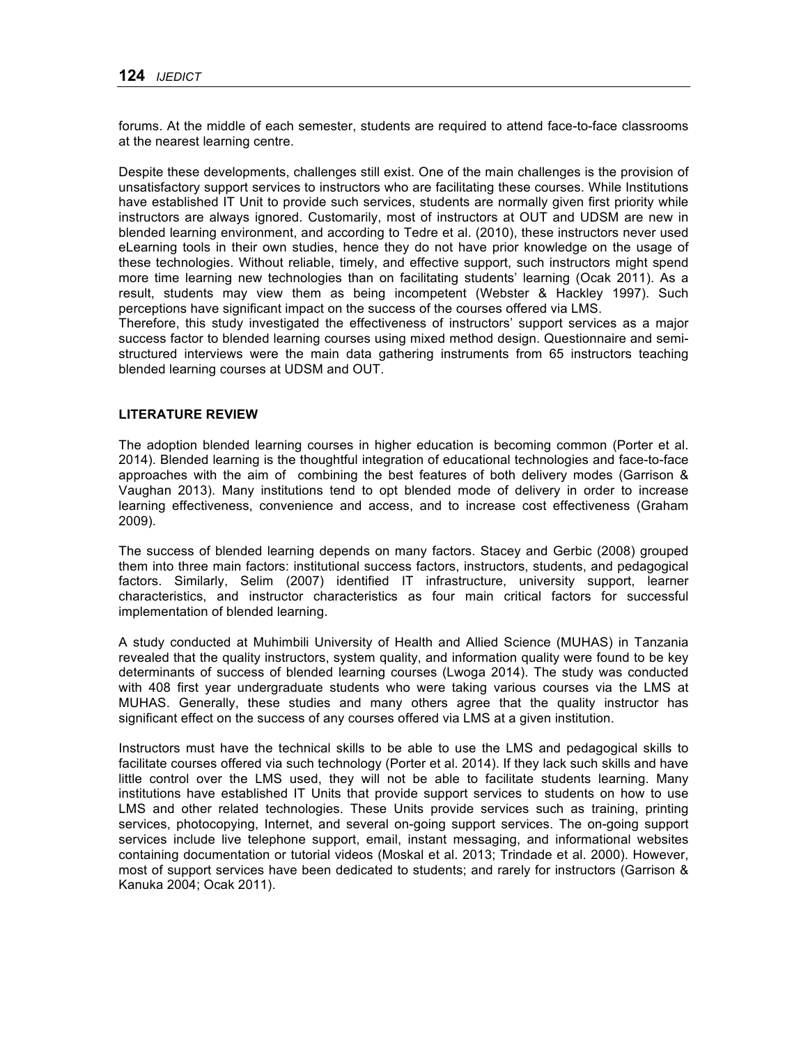forums. At the middle of each semester, students are required to attend face-to-face classrooms at the nearest learning centre.

Despite these developments, challenges still exist. One of the main challenges is the provision of unsatisfactory support services to instructors who are facilitating these courses. While Institutions have established IT Unit to provide such services, students are normally given first priority while instructors are always ignored. Customarily, most of instructors at OUT and UDSM are new in blended learning environment, and according to Tedre et al. (2010), these instructors never used eLearning tools in their own studies, hence they do not have prior knowledge on the usage of these technologies. Without reliable, timely, and effective support, such instructors might spend more time learning new technologies than on facilitating students' learning (Ocak 2011). As a result, students may view them as being incompetent (Webster & Hackley 1997). Such perceptions have significant impact on the success of the courses offered via LMS.

Therefore, this study investigated the effectiveness of instructors' support services as a major success factor to blended learning courses using mixed method design. Questionnaire and semi-structured interviews were the main data gathering instruments from 65 instructors teaching blended learning courses at UDSM and OUT.

## LITERATURE REVIEW

The adoption blended learning courses in higher education is becoming common (Porter et al. 2014). Blended learning is the thoughtful integration of educational technologies and face-to-face approaches with the aim of combining the best features of both delivery modes (Garrison & Vaughan 2013). Many institutions tend to opt blended mode of delivery in order to increase learning effectiveness, convenience and access, and to increase cost effectiveness (Graham 2009).

The success of blended learning depends on many factors. Stacey and Gerbic (2008) grouped them into three main factors: institutional success factors, instructors, students, and pedagogical factors. Similarly, Selim (2007) identified IT infrastructure, university support, learner characteristics, and instructor characteristics as four main critical factors for successful implementation of blended learning.

A study conducted at Muhimbili University of Health and Allied Science (MUHAS) in Tanzania revealed that the quality instructors, system quality, and information quality were found to be key determinants of success of blended learning courses (Lwoga 2014). The study was conducted with 408 first year undergraduate students who were taking various courses via the LMS at MUHAS. Generally, these studies and many others agree that the quality instructor has significant effect on the success of any courses offered via LMS at a given institution.

Instructors must have the technical skills to be able to use the LMS and pedagogical skills to facilitate courses offered via such technology (Porter et al. 2014). If they lack such skills and have little control over the LMS used, they will not be able to facilitate students learning. Many institutions have established IT Units that provide support services to students on how to use LMS and other related technologies. These Units provide services such as training, printing services, photocopying, Internet, and several on-going support services. The on-going support services include live telephone support, email, instant messaging, and informational websites containing documentation or tutorial videos (Moskal et al. 2013; Trindade et al. 2000). However, most of support services have been dedicated to students; and rarely for instructors (Garrison & Kanuka 2004; Ocak 2011).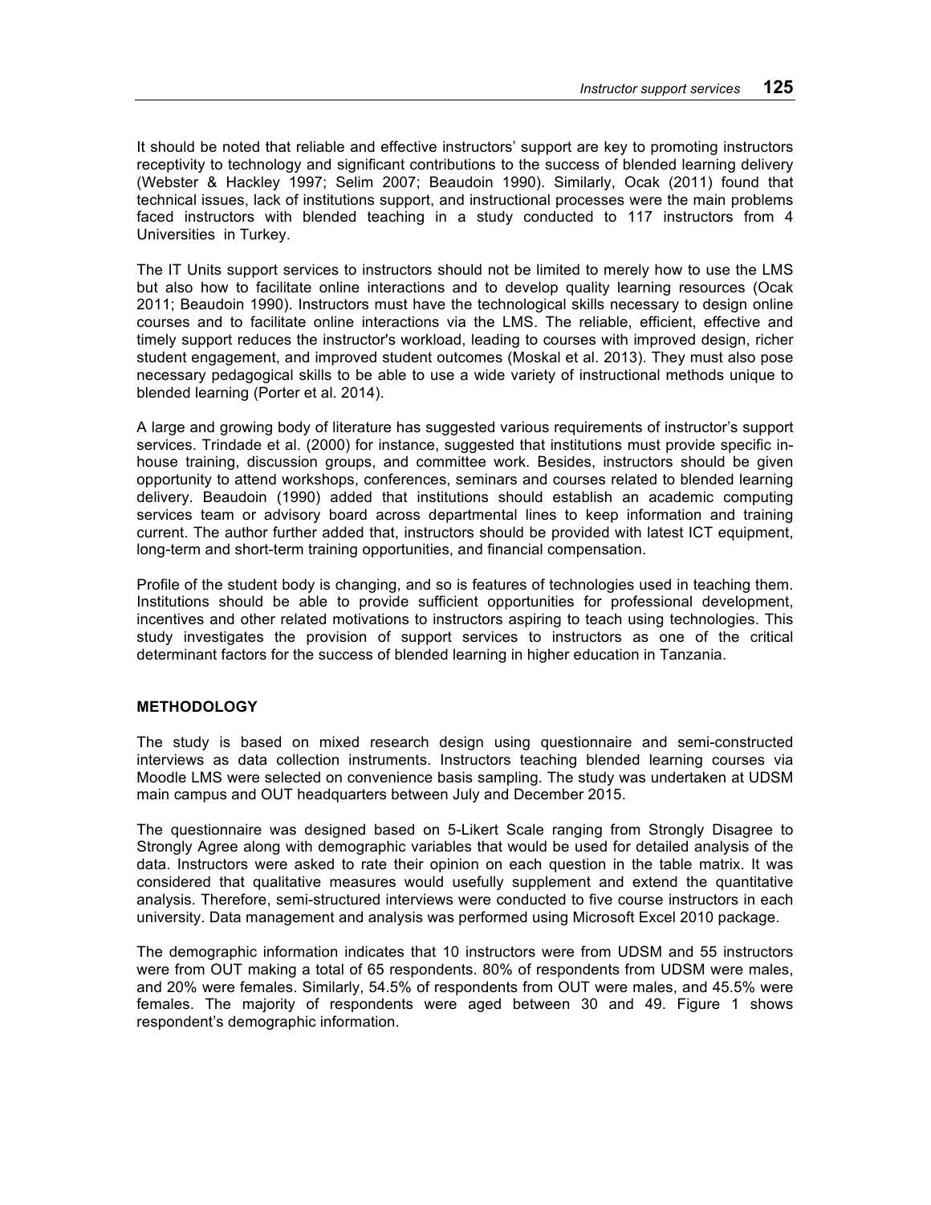It should be noted that reliable and effective instructors' support are key to promoting instructors receptivity to technology and significant contributions to the success of blended learning delivery (Webster & Hackley 1997; Selim 2007; Beaudoin 1990). Similarly, Ocak (2011) found that technical issues, lack of institutions support, and instructional processes were the main problems faced instructors with blended teaching in a study conducted to 117 instructors from 4 Universities in Turkey.

The IT Units support services to instructors should not be limited to merely how to use the LMS but also how to facilitate online interactions and to develop quality learning resources (Ocak 2011; Beaudoin 1990). Instructors must have the technological skills necessary to design online courses and to facilitate online interactions via the LMS. The reliable, efficient, effective and timely support reduces the instructor's workload, leading to courses with improved design, richer student engagement, and improved student outcomes (Moskal et al. 2013). They must also pose necessary pedagogical skills to be able to use a wide variety of instructional methods unique to blended learning (Porter et al. 2014).

A large and growing body of literature has suggested various requirements of instructor's support services. Trindade et al. (2000) for instance, suggested that institutions must provide specific in-house training, discussion groups, and committee work. Besides, instructors should be given opportunity to attend workshops, conferences, seminars and courses related to blended learning delivery. Beaudoin (1990) added that institutions should establish an academic computing services team or advisory board across departmental lines to keep information and training current. The author further added that, instructors should be provided with latest ICT equipment, long-term and short-term training opportunities, and financial compensation.

Profile of the student body is changing, and so is features of technologies used in teaching them. Institutions should be able to provide sufficient opportunities for professional development, incentives and other related motivations to instructors aspiring to teach using technologies. This study investigates the provision of support services to instructors as one of the critical determinant factors for the success of blended learning in higher education in Tanzania.

## METHODOLOGY

The study is based on mixed research design using questionnaire and semi-constructed interviews as data collection instruments. Instructors teaching blended learning courses via Moodle LMS were selected on convenience basis sampling. The study was undertaken at UDSM main campus and OUT headquarters between July and December 2015.

The questionnaire was designed based on 5-Likert Scale ranging from Strongly Disagree to Strongly Agree along with demographic variables that would be used for detailed analysis of the data. Instructors were asked to rate their opinion on each question in the table matrix. It was considered that qualitative measures would usefully supplement and extend the quantitative analysis. Therefore, semi-structured interviews were conducted to five course instructors in each university. Data management and analysis was performed using Microsoft Excel 2010 package.

The demographic information indicates that 10 instructors were from UDSM and 55 instructors were from OUT making a total of 65 respondents. 80% of respondents from UDSM were males, and 20% were females. Similarly, 54.5% of respondents from OUT were males, and 45.5% were females. The majority of respondents were aged between 30 and 49. Figure 1 shows respondent's demographic information.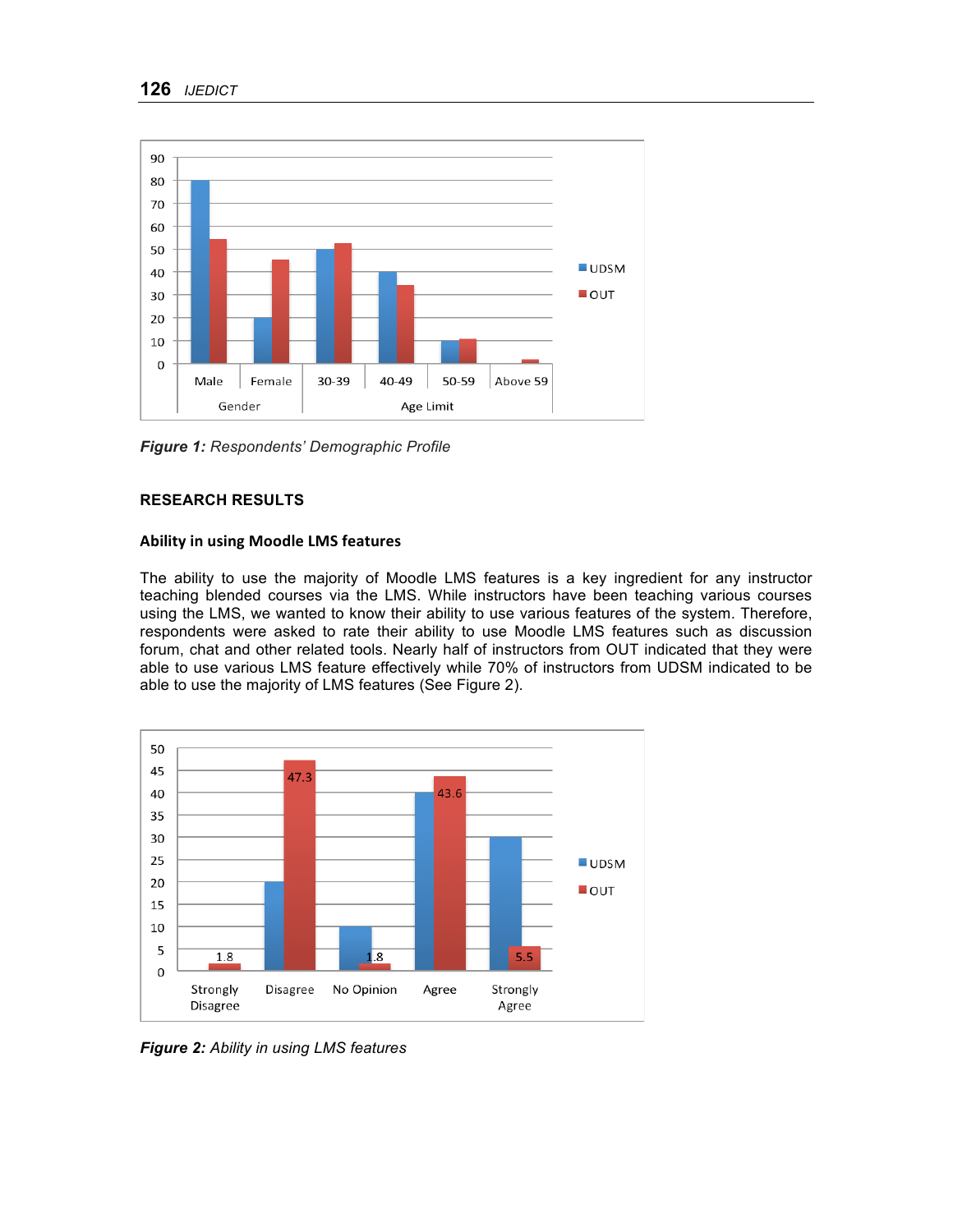Figure 1: *Respondents' Demographic Profile*

## RESEARCH RESULTS

### Ability in using Moodle LMS features

The ability to use the majority of Moodle LMS features is a key ingredient for any instructor teaching blended courses via the LMS. While instructors have been teaching various courses using the LMS, we wanted to know their ability to use various features of the system. Therefore, respondents were asked to rate their ability to use Moodle LMS features such as discussion forum, chat and other related tools. Nearly half of instructors from OUT indicated that they were able to use various LMS feature effectively while 70% of instructors from UDSM indicated to be able to use the majority of LMS features (See Figure 2).

**Figure 2:** *Ability in using LMS features*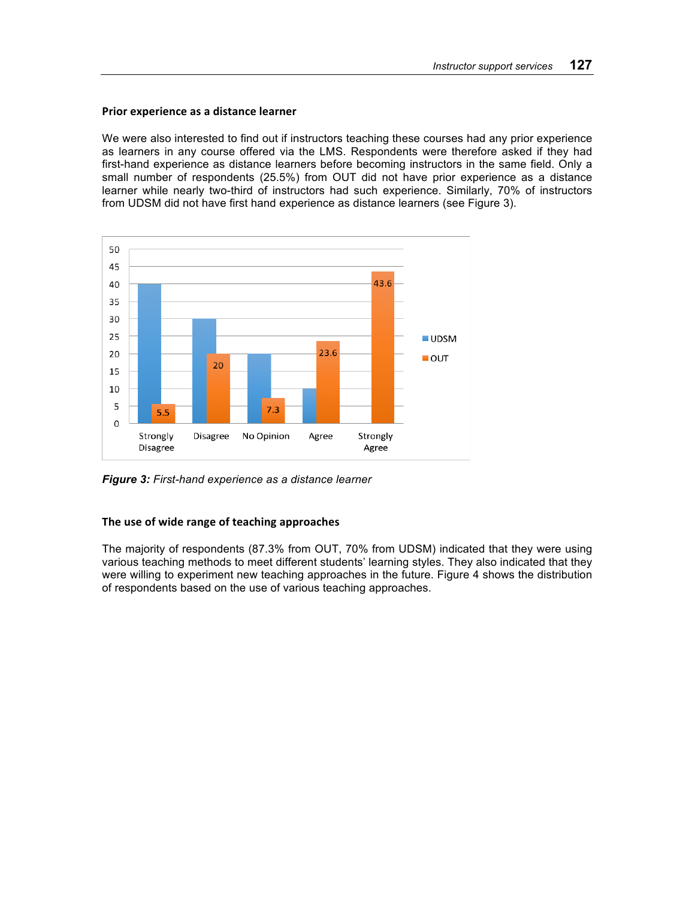### Prior experience as a distance learner

We were also interested to find out if instructors teaching these courses had any prior experience as learners in any course offered via the LMS. Respondents were therefore asked if they had first-hand experience as distance learners before becoming instructors in the same field. Only a small number of respondents (25.5%) from OUT did not have prior experience as a distance learner while nearly two-third of instructors had such experience. Similarly, 70% of instructors from UDSM did not have first hand experience as distance learners (see Figure 3).

| | Strongly Disagree | Disagree | No Opinion | Agree | Strongly Agree |
|---|---|---|---|---|---|
| UDSM | 40 | 30 | 20 | 10 | |
| OUT | 5.5 | 20 | 7.3 | 23.6 | 43.6 |

***Figure 3:*** *First-hand experience as a distance learner*

### The use of wide range of teaching approaches

The majority of respondents (87.3% from OUT, 70% from UDSM) indicated that they were using various teaching methods to meet different students' learning styles. They also indicated that they were willing to experiment new teaching approaches in the future. Figure 4 shows the distribution of respondents based on the use of various teaching approaches.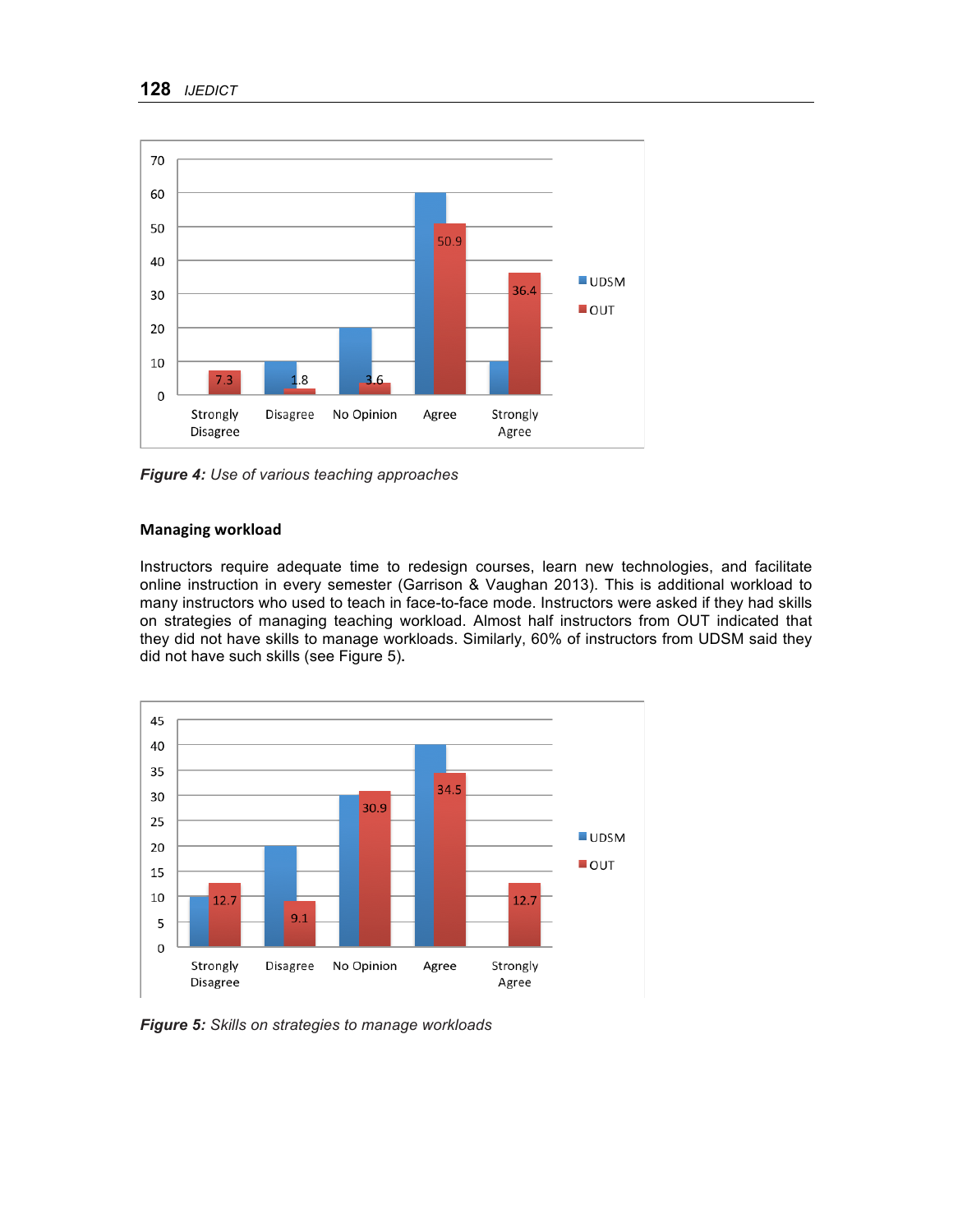Figure 4: *Use of various teaching approaches*

## Managing workload

Instructors require adequate time to redesign courses, learn new technologies, and facilitate online instruction in every semester (Garrison & Vaughan 2013). This is additional workload to many instructors who used to teach in face-to-face mode. Instructors were asked if they had skills on strategies of managing teaching workload. Almost half instructors from OUT indicated that they did not have skills to manage workloads. Similarly, 60% of instructors from UDSM said they did not have such skills (see Figure 5).

Figure 5: *Skills on strategies to manage workloads*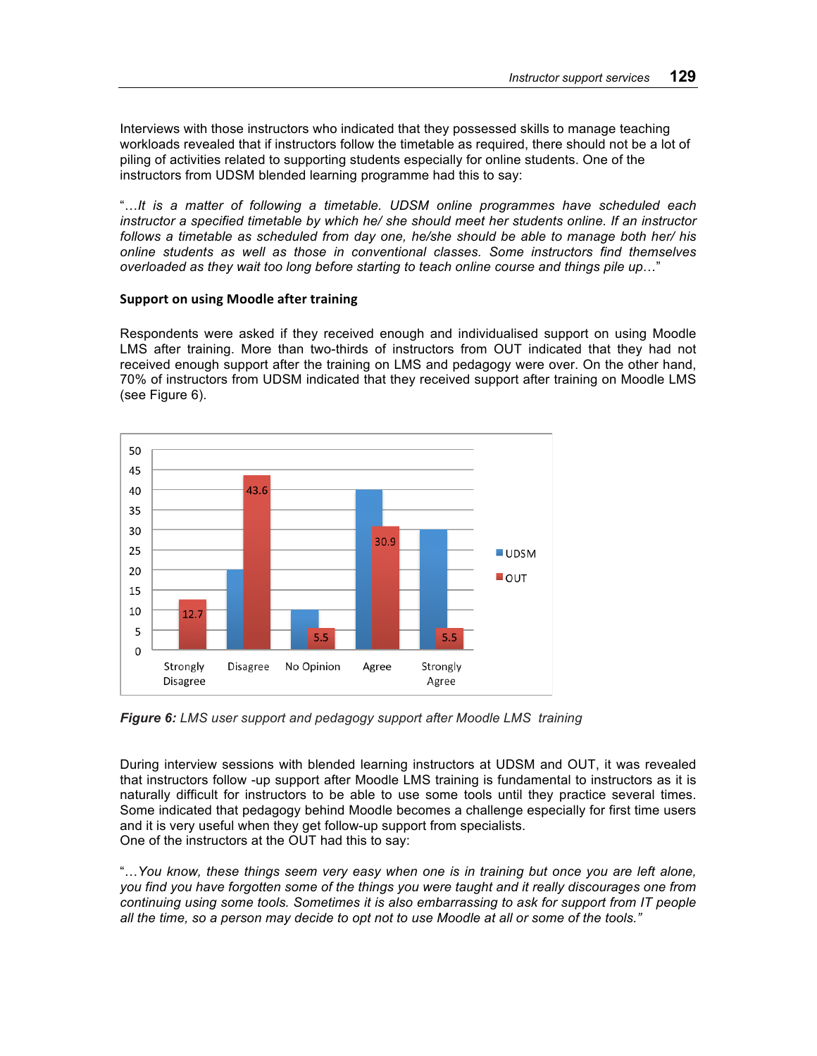Interviews with those instructors who indicated that they possessed skills to manage teaching workloads revealed that if instructors follow the timetable as required, there should not be a lot of piling of activities related to supporting students especially for online students. One of the instructors from UDSM blended learning programme had this to say:

"*…It is a matter of following a timetable. UDSM online programmes have scheduled each instructor a specified timetable by which he/ she should meet her students online. If an instructor follows a timetable as scheduled from day one, he/she should be able to manage both her/ his online students as well as those in conventional classes. Some instructors find themselves overloaded as they wait too long before starting to teach online course and things pile up…*"

**Support on using Moodle after training**

Respondents were asked if they received enough and individualised support on using Moodle LMS after training. More than two-thirds of instructors from OUT indicated that they had not received enough support after the training on LMS and pedagogy were over. On the other hand, 70% of instructors from UDSM indicated that they received support after training on Moodle LMS (see Figure 6).

| | Strongly Disagree | Disagree | No Opinion | Agree | Strongly Agree |
|---|---|---|---|---|---|
| UDSM | | | | | |
| OUT | 12.7 | 43.6 | 5.5 | 30.9 | 5.5 |

***Figure 6:*** *LMS user support and pedagogy support after Moodle LMS training*

During interview sessions with blended learning instructors at UDSM and OUT, it was revealed that instructors follow -up support after Moodle LMS training is fundamental to instructors as it is naturally difficult for instructors to be able to use some tools until they practice several times. Some indicated that pedagogy behind Moodle becomes a challenge especially for first time users and it is very useful when they get follow-up support from specialists.
One of the instructors at the OUT had this to say:

"*…You know, these things seem very easy when one is in training but once you are left alone, you find you have forgotten some of the things you were taught and it really discourages one from continuing using some tools. Sometimes it is also embarrassing to ask for support from IT people all the time, so a person may decide to opt not to use Moodle at all or some of the tools.*"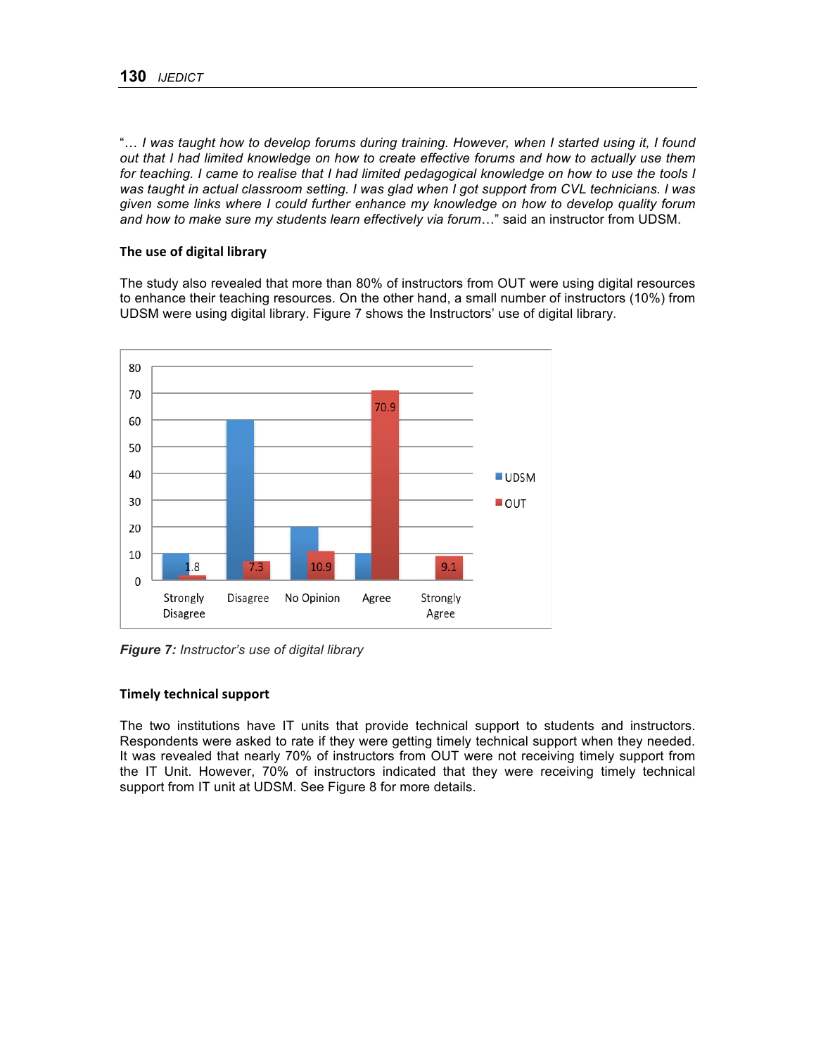"… *I was taught how to develop forums during training. However, when I started using it, I found out that I had limited knowledge on how to create effective forums and how to actually use them for teaching. I came to realise that I had limited pedagogical knowledge on how to use the tools I was taught in actual classroom setting. I was glad when I got support from CVL technicians. I was given some links where I could further enhance my knowledge on how to develop quality forum and how to make sure my students learn effectively via forum…*" said an instructor from UDSM.

### The use of digital library

The study also revealed that more than 80% of instructors from OUT were using digital resources to enhance their teaching resources. On the other hand, a small number of instructors (10%) from UDSM were using digital library. Figure 7 shows the Instructors' use of digital library.

| | Strongly Disagree | Disagree | No Opinion | Agree | Strongly Agree |
|---|---|---|---|---|---|
| UDSM | 10 | 60 | 20 | 10 | |
| OUT | 1.8 | 7.3 | 10.9 | 70.9 | 9.1 |

***Figure 7:*** *Instructor's use of digital library*

### Timely technical support

The two institutions have IT units that provide technical support to students and instructors. Respondents were asked to rate if they were getting timely technical support when they needed. It was revealed that nearly 70% of instructors from OUT were not receiving timely support from the IT Unit. However, 70% of instructors indicated that they were receiving timely technical support from IT unit at UDSM. See Figure 8 for more details.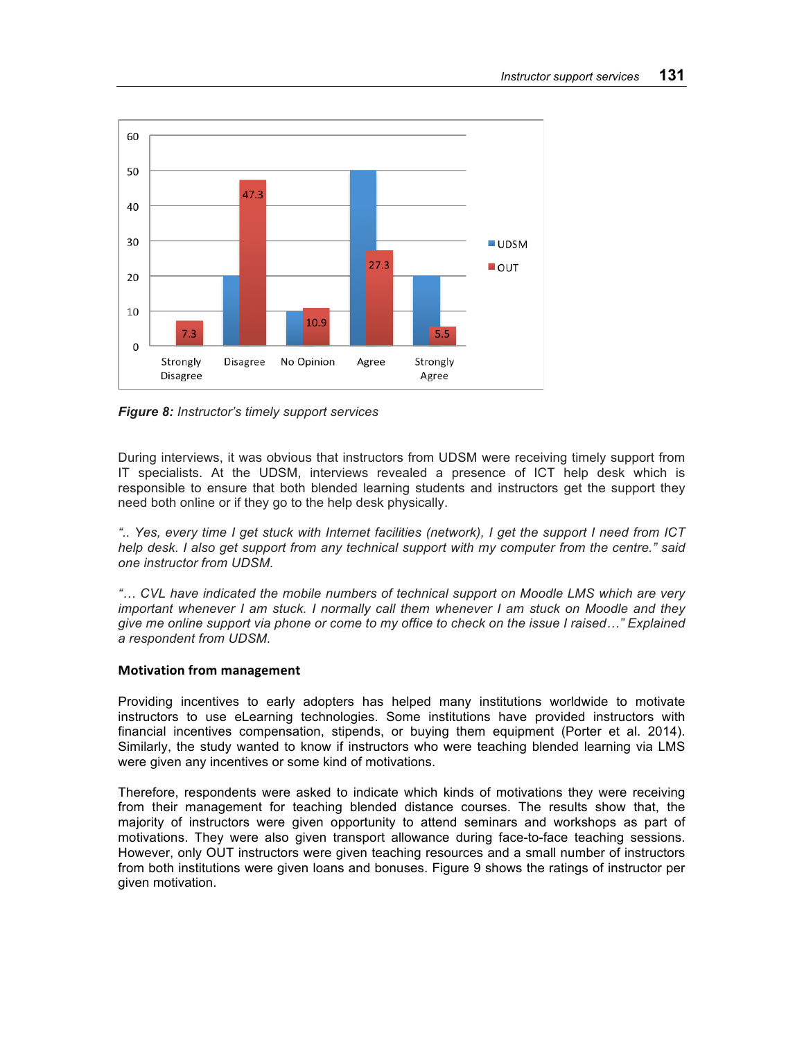**Figure 8:** *Instructor's timely support services*

During interviews, it was obvious that instructors from UDSM were receiving timely support from IT specialists. At the UDSM, interviews revealed a presence of ICT help desk which is responsible to ensure that both blended learning students and instructors get the support they need both online or if they go to the help desk physically.

*".. Yes, every time I get stuck with Internet facilities (network), I get the support I need from ICT help desk. I also get support from any technical support with my computer from the centre." said one instructor from UDSM.*

*"… CVL have indicated the mobile numbers of technical support on Moodle LMS which are very important whenever I am stuck. I normally call them whenever I am stuck on Moodle and they give me online support via phone or come to my office to check on the issue I raised…" Explained a respondent from UDSM.*

### Motivation from management

Providing incentives to early adopters has helped many institutions worldwide to motivate instructors to use eLearning technologies. Some institutions have provided instructors with financial incentives compensation, stipends, or buying them equipment (Porter et al. 2014). Similarly, the study wanted to know if instructors who were teaching blended learning via LMS were given any incentives or some kind of motivations.

Therefore, respondents were asked to indicate which kinds of motivations they were receiving from their management for teaching blended distance courses. The results show that, the majority of instructors were given opportunity to attend seminars and workshops as part of motivations. They were also given transport allowance during face-to-face teaching sessions. However, only OUT instructors were given teaching resources and a small number of instructors from both institutions were given loans and bonuses. Figure 9 shows the ratings of instructor per given motivation.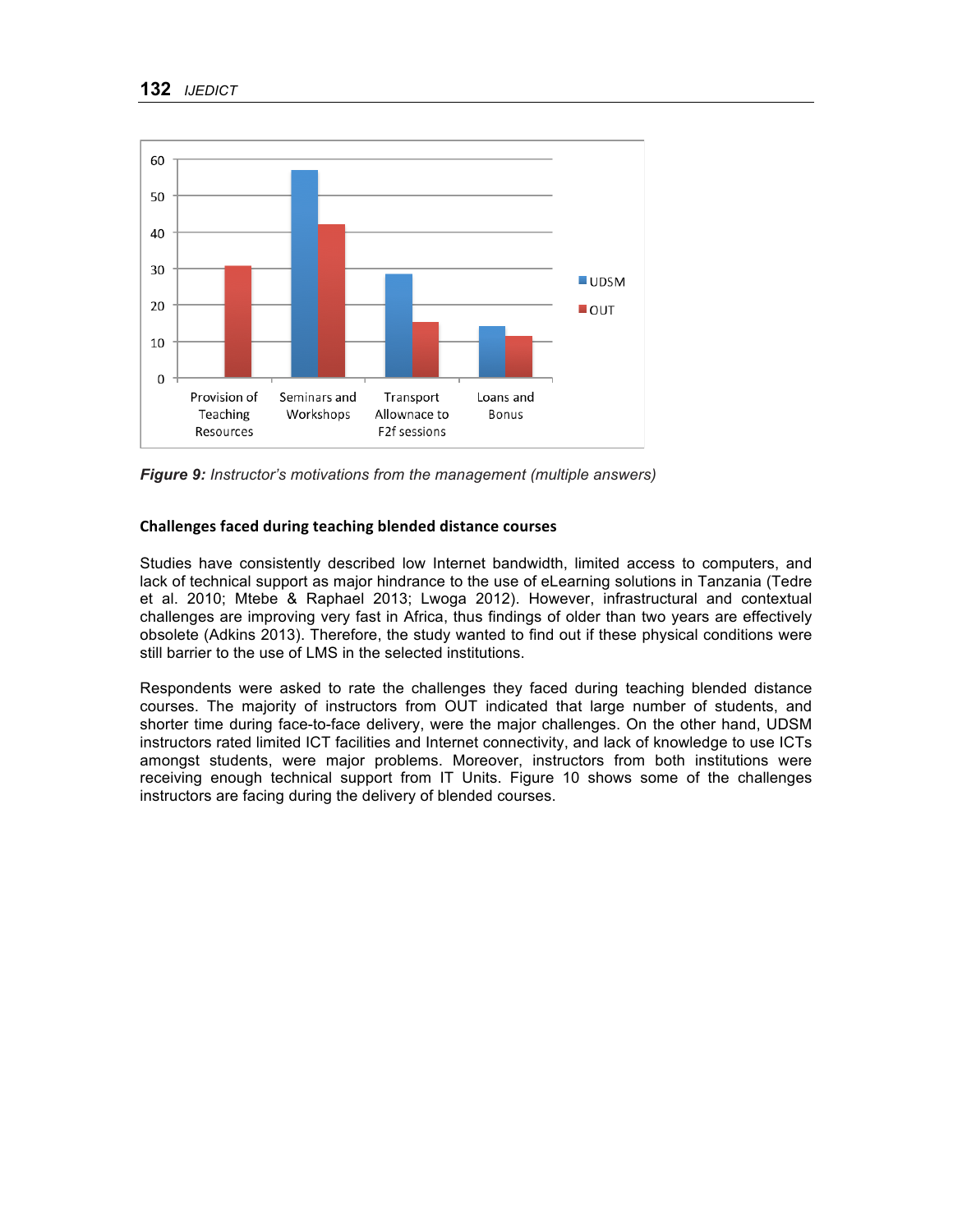*Figure 9: Instructor's motivations from the management (multiple answers)*

### Challenges faced during teaching blended distance courses

Studies have consistently described low Internet bandwidth, limited access to computers, and lack of technical support as major hindrance to the use of eLearning solutions in Tanzania (Tedre et al. 2010; Mtebe & Raphael 2013; Lwoga 2012). However, infrastructural and contextual challenges are improving very fast in Africa, thus findings of older than two years are effectively obsolete (Adkins 2013). Therefore, the study wanted to find out if these physical conditions were still barrier to the use of LMS in the selected institutions.

Respondents were asked to rate the challenges they faced during teaching blended distance courses. The majority of instructors from OUT indicated that large number of students, and shorter time during face-to-face delivery, were the major challenges. On the other hand, UDSM instructors rated limited ICT facilities and Internet connectivity, and lack of knowledge to use ICTs amongst students, were major problems. Moreover, instructors from both institutions were receiving enough technical support from IT Units. Figure 10 shows some of the challenges instructors are facing during the delivery of blended courses.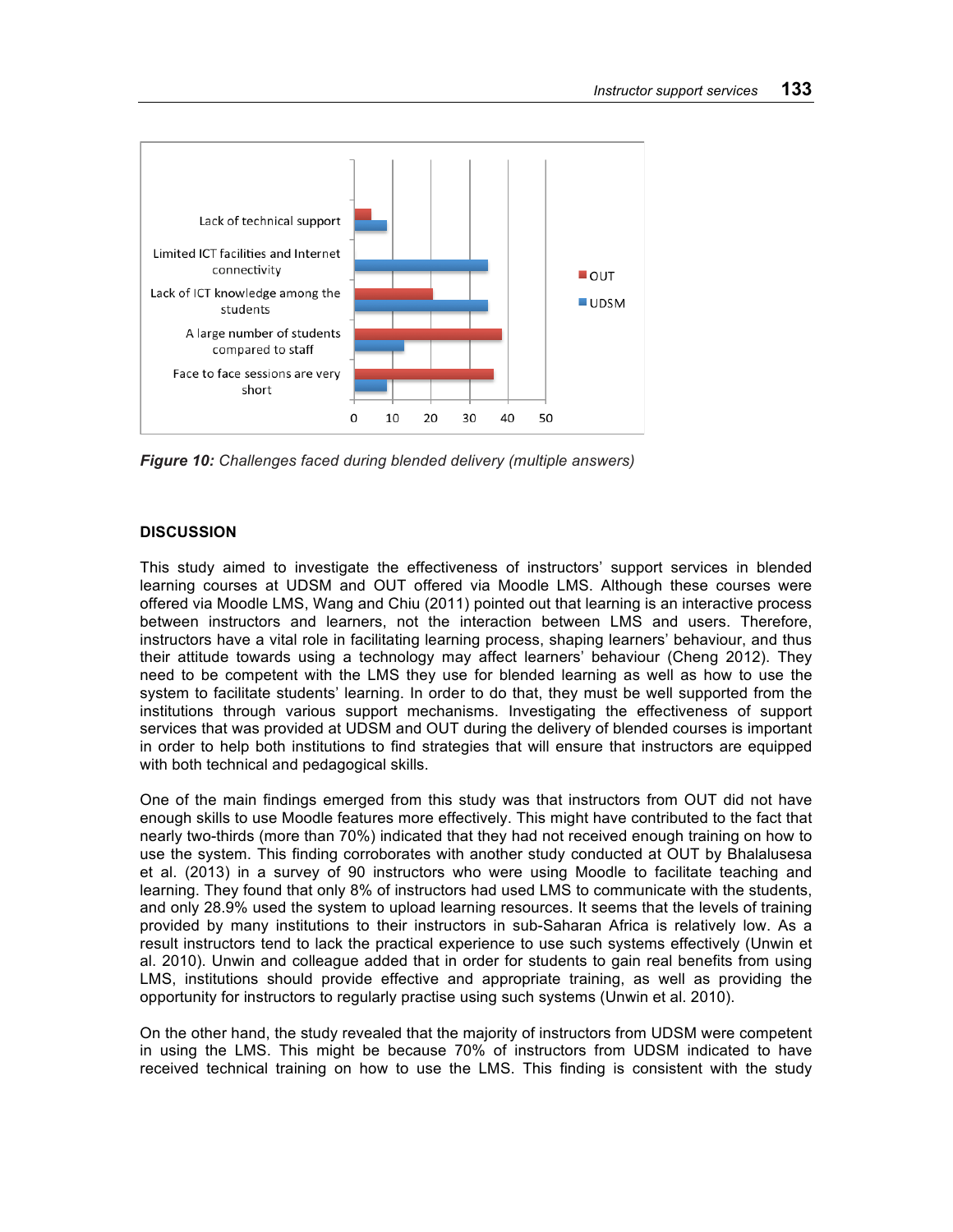Figure 10: *Challenges faced during blended delivery (multiple answers)*

## DISCUSSION

This study aimed to investigate the effectiveness of instructors' support services in blended learning courses at UDSM and OUT offered via Moodle LMS. Although these courses were offered via Moodle LMS, Wang and Chiu (2011) pointed out that learning is an interactive process between instructors and learners, not the interaction between LMS and users. Therefore, instructors have a vital role in facilitating learning process, shaping learners' behaviour, and thus their attitude towards using a technology may affect learners' behaviour (Cheng 2012). They need to be competent with the LMS they use for blended learning as well as how to use the system to facilitate students' learning. In order to do that, they must be well supported from the institutions through various support mechanisms. Investigating the effectiveness of support services that was provided at UDSM and OUT during the delivery of blended courses is important in order to help both institutions to find strategies that will ensure that instructors are equipped with both technical and pedagogical skills.

One of the main findings emerged from this study was that instructors from OUT did not have enough skills to use Moodle features more effectively. This might have contributed to the fact that nearly two-thirds (more than 70%) indicated that they had not received enough training on how to use the system. This finding corroborates with another study conducted at OUT by Bhalalusesa et al. (2013) in a survey of 90 instructors who were using Moodle to facilitate teaching and learning. They found that only 8% of instructors had used LMS to communicate with the students, and only 28.9% used the system to upload learning resources. It seems that the levels of training provided by many institutions to their instructors in sub-Saharan Africa is relatively low. As a result instructors tend to lack the practical experience to use such systems effectively (Unwin et al. 2010). Unwin and colleague added that in order for students to gain real benefits from using LMS, institutions should provide effective and appropriate training, as well as providing the opportunity for instructors to regularly practise using such systems (Unwin et al. 2010).

On the other hand, the study revealed that the majority of instructors from UDSM were competent in using the LMS. This might be because 70% of instructors from UDSM indicated to have received technical training on how to use the LMS. This finding is consistent with the study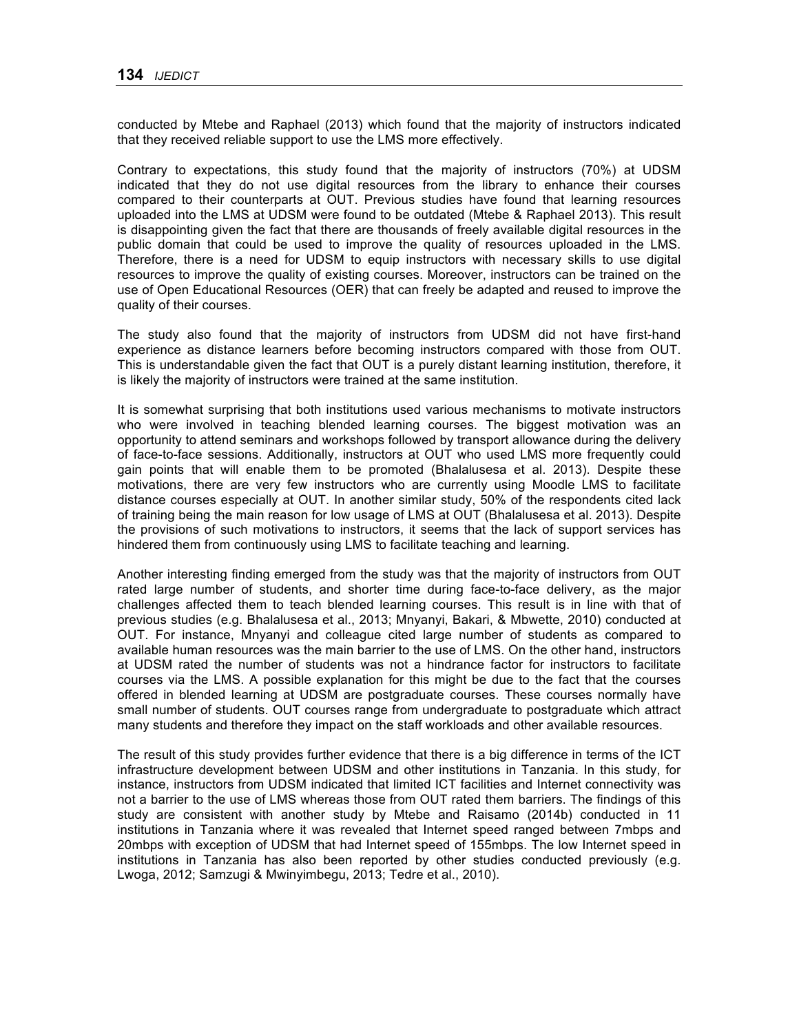conducted by Mtebe and Raphael (2013) which found that the majority of instructors indicated that they received reliable support to use the LMS more effectively.

Contrary to expectations, this study found that the majority of instructors (70%) at UDSM indicated that they do not use digital resources from the library to enhance their courses compared to their counterparts at OUT. Previous studies have found that learning resources uploaded into the LMS at UDSM were found to be outdated (Mtebe & Raphael 2013). This result is disappointing given the fact that there are thousands of freely available digital resources in the public domain that could be used to improve the quality of resources uploaded in the LMS. Therefore, there is a need for UDSM to equip instructors with necessary skills to use digital resources to improve the quality of existing courses. Moreover, instructors can be trained on the use of Open Educational Resources (OER) that can freely be adapted and reused to improve the quality of their courses.

The study also found that the majority of instructors from UDSM did not have first-hand experience as distance learners before becoming instructors compared with those from OUT. This is understandable given the fact that OUT is a purely distant learning institution, therefore, it is likely the majority of instructors were trained at the same institution.

It is somewhat surprising that both institutions used various mechanisms to motivate instructors who were involved in teaching blended learning courses. The biggest motivation was an opportunity to attend seminars and workshops followed by transport allowance during the delivery of face-to-face sessions. Additionally, instructors at OUT who used LMS more frequently could gain points that will enable them to be promoted (Bhalalusesa et al. 2013). Despite these motivations, there are very few instructors who are currently using Moodle LMS to facilitate distance courses especially at OUT. In another similar study, 50% of the respondents cited lack of training being the main reason for low usage of LMS at OUT (Bhalalusesa et al. 2013). Despite the provisions of such motivations to instructors, it seems that the lack of support services has hindered them from continuously using LMS to facilitate teaching and learning.

Another interesting finding emerged from the study was that the majority of instructors from OUT rated large number of students, and shorter time during face-to-face delivery, as the major challenges affected them to teach blended learning courses. This result is in line with that of previous studies (e.g. Bhalalusesa et al., 2013; Mnyanyi, Bakari, & Mbwette, 2010) conducted at OUT. For instance, Mnyanyi and colleague cited large number of students as compared to available human resources was the main barrier to the use of LMS. On the other hand, instructors at UDSM rated the number of students was not a hindrance factor for instructors to facilitate courses via the LMS. A possible explanation for this might be due to the fact that the courses offered in blended learning at UDSM are postgraduate courses. These courses normally have small number of students. OUT courses range from undergraduate to postgraduate which attract many students and therefore they impact on the staff workloads and other available resources.

The result of this study provides further evidence that there is a big difference in terms of the ICT infrastructure development between UDSM and other institutions in Tanzania. In this study, for instance, instructors from UDSM indicated that limited ICT facilities and Internet connectivity was not a barrier to the use of LMS whereas those from OUT rated them barriers. The findings of this study are consistent with another study by Mtebe and Raisamo (2014b) conducted in 11 institutions in Tanzania where it was revealed that Internet speed ranged between 7mbps and 20mbps with exception of UDSM that had Internet speed of 155mbps. The low Internet speed in institutions in Tanzania has also been reported by other studies conducted previously (e.g. Lwoga, 2012; Samzugi & Mwinyimbegu, 2013; Tedre et al., 2010).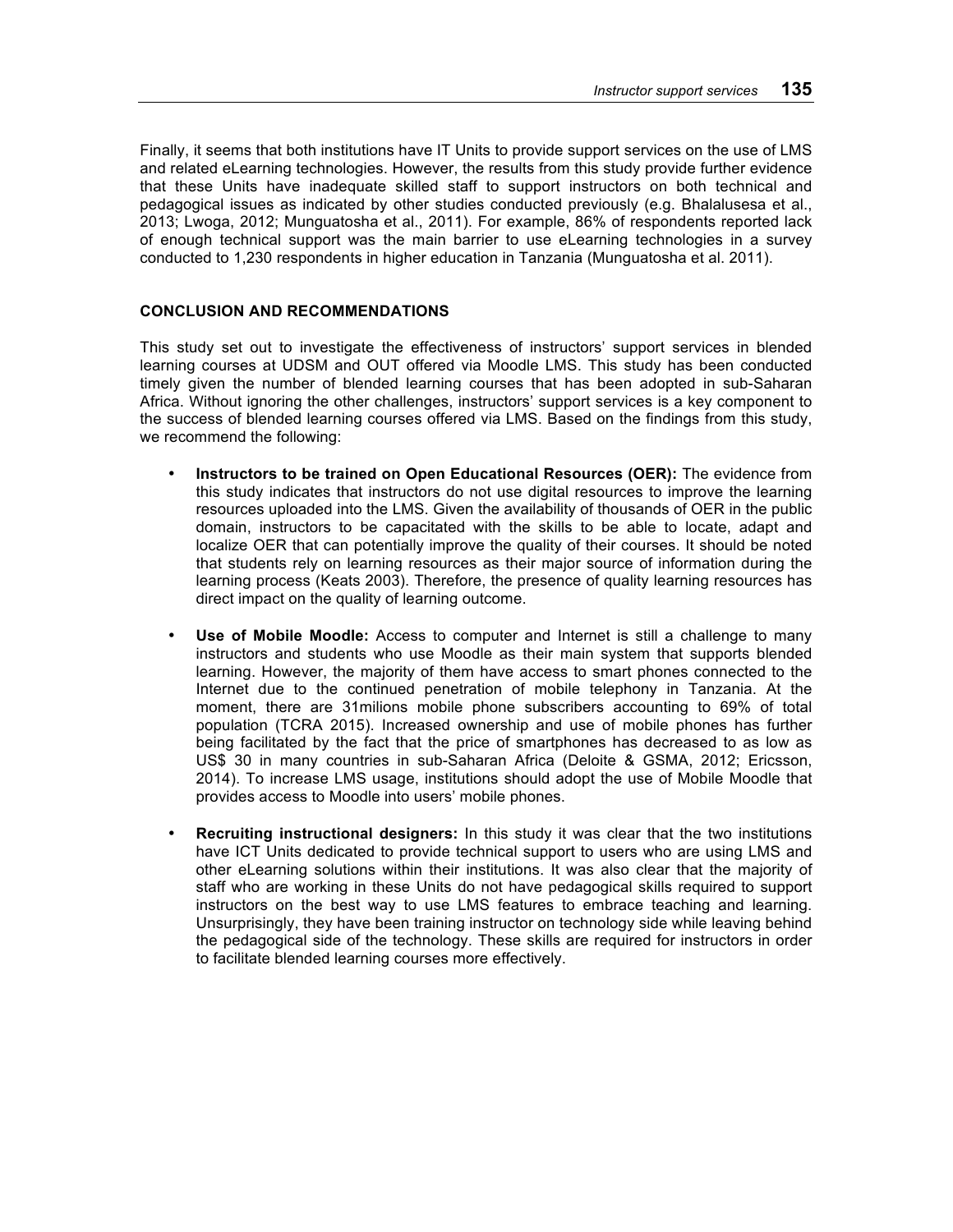Finally, it seems that both institutions have IT Units to provide support services on the use of LMS and related eLearning technologies. However, the results from this study provide further evidence that these Units have inadequate skilled staff to support instructors on both technical and pedagogical issues as indicated by other studies conducted previously (e.g. Bhalalusesa et al., 2013; Lwoga, 2012; Munguatosha et al., 2011). For example, 86% of respondents reported lack of enough technical support was the main barrier to use eLearning technologies in a survey conducted to 1,230 respondents in higher education in Tanzania (Munguatosha et al. 2011).

## CONCLUSION AND RECOMMENDATIONS

This study set out to investigate the effectiveness of instructors' support services in blended learning courses at UDSM and OUT offered via Moodle LMS. This study has been conducted timely given the number of blended learning courses that has been adopted in sub-Saharan Africa. Without ignoring the other challenges, instructors' support services is a key component to the success of blended learning courses offered via LMS. Based on the findings from this study, we recommend the following:

- **Instructors to be trained on Open Educational Resources (OER):** The evidence from this study indicates that instructors do not use digital resources to improve the learning resources uploaded into the LMS. Given the availability of thousands of OER in the public domain, instructors to be capacitated with the skills to be able to locate, adapt and localize OER that can potentially improve the quality of their courses. It should be noted that students rely on learning resources as their major source of information during the learning process (Keats 2003). Therefore, the presence of quality learning resources has direct impact on the quality of learning outcome.

- **Use of Mobile Moodle:** Access to computer and Internet is still a challenge to many instructors and students who use Moodle as their main system that supports blended learning. However, the majority of them have access to smart phones connected to the Internet due to the continued penetration of mobile telephony in Tanzania. At the moment, there are 31milions mobile phone subscribers accounting to 69% of total population (TCRA 2015). Increased ownership and use of mobile phones has further being facilitated by the fact that the price of smartphones has decreased to as low as US$ 30 in many countries in sub-Saharan Africa (Deloite & GSMA, 2012; Ericsson, 2014). To increase LMS usage, institutions should adopt the use of Mobile Moodle that provides access to Moodle into users' mobile phones.

- **Recruiting instructional designers:** In this study it was clear that the two institutions have ICT Units dedicated to provide technical support to users who are using LMS and other eLearning solutions within their institutions. It was also clear that the majority of staff who are working in these Units do not have pedagogical skills required to support instructors on the best way to use LMS features to embrace teaching and learning. Unsurprisingly, they have been training instructor on technology side while leaving behind the pedagogical side of the technology. These skills are required for instructors in order to facilitate blended learning courses more effectively.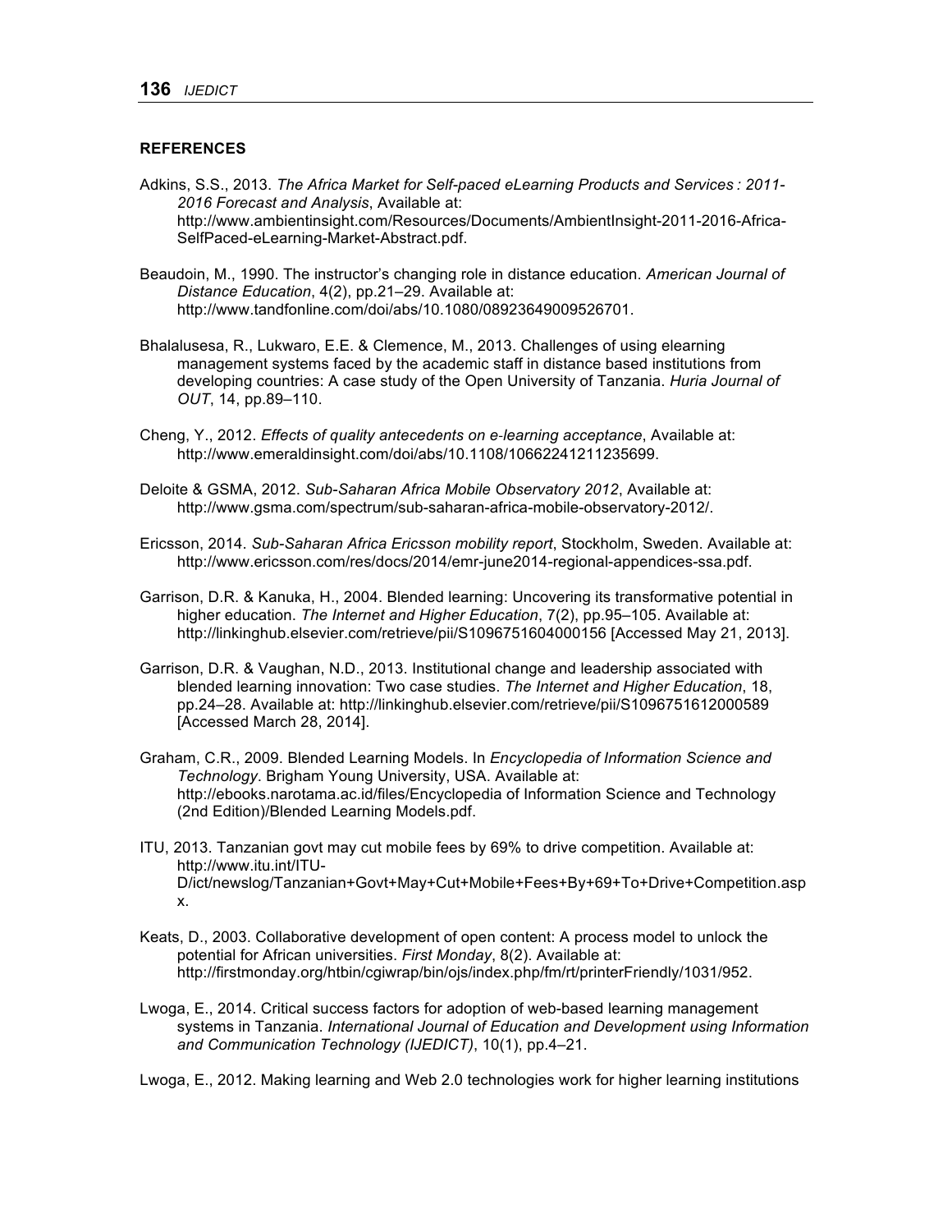## REFERENCES

Adkins, S.S., 2013. *The Africa Market for Self-paced eLearning Products and Services : 2011-2016 Forecast and Analysis*, Available at: http://www.ambientinsight.com/Resources/Documents/AmbientInsight-2011-2016-Africa-SelfPaced-eLearning-Market-Abstract.pdf.

Beaudoin, M., 1990. The instructor's changing role in distance education. *American Journal of Distance Education*, 4(2), pp.21–29. Available at: http://www.tandfonline.com/doi/abs/10.1080/08923649009526701.

Bhalalusesa, R., Lukwaro, E.E. & Clemence, M., 2013. Challenges of using elearning management systems faced by the academic staff in distance based institutions from developing countries: A case study of the Open University of Tanzania. *Huria Journal of OUT*, 14, pp.89–110.

Cheng, Y., 2012. *Effects of quality antecedents on e-learning acceptance*, Available at: http://www.emeraldinsight.com/doi/abs/10.1108/10662241211235699.

Deloite & GSMA, 2012. *Sub-Saharan Africa Mobile Observatory 2012*, Available at: http://www.gsma.com/spectrum/sub-saharan-africa-mobile-observatory-2012/.

Ericsson, 2014. *Sub-Saharan Africa Ericsson mobility report*, Stockholm, Sweden. Available at: http://www.ericsson.com/res/docs/2014/emr-june2014-regional-appendices-ssa.pdf.

Garrison, D.R. & Kanuka, H., 2004. Blended learning: Uncovering its transformative potential in higher education. *The Internet and Higher Education*, 7(2), pp.95–105. Available at: http://linkinghub.elsevier.com/retrieve/pii/S1096751604000156 [Accessed May 21, 2013].

Garrison, D.R. & Vaughan, N.D., 2013. Institutional change and leadership associated with blended learning innovation: Two case studies. *The Internet and Higher Education*, 18, pp.24–28. Available at: http://linkinghub.elsevier.com/retrieve/pii/S1096751612000589 [Accessed March 28, 2014].

Graham, C.R., 2009. Blended Learning Models. In *Encyclopedia of Information Science and Technology*. Brigham Young University, USA. Available at: http://ebooks.narotama.ac.id/files/Encyclopedia of Information Science and Technology (2nd Edition)/Blended Learning Models.pdf.

ITU, 2013. Tanzanian govt may cut mobile fees by 69% to drive competition. Available at: http://www.itu.int/ITU-D/ict/newslog/Tanzanian+Govt+May+Cut+Mobile+Fees+By+69+To+Drive+Competition.aspx.

Keats, D., 2003. Collaborative development of open content: A process model to unlock the potential for African universities. *First Monday*, 8(2). Available at: http://firstmonday.org/htbin/cgiwrap/bin/ojs/index.php/fm/rt/printerFriendly/1031/952.

Lwoga, E., 2014. Critical success factors for adoption of web-based learning management systems in Tanzania. *International Journal of Education and Development using Information and Communication Technology (IJEDICT)*, 10(1), pp.4–21.

Lwoga, E., 2012. Making learning and Web 2.0 technologies work for higher learning institutions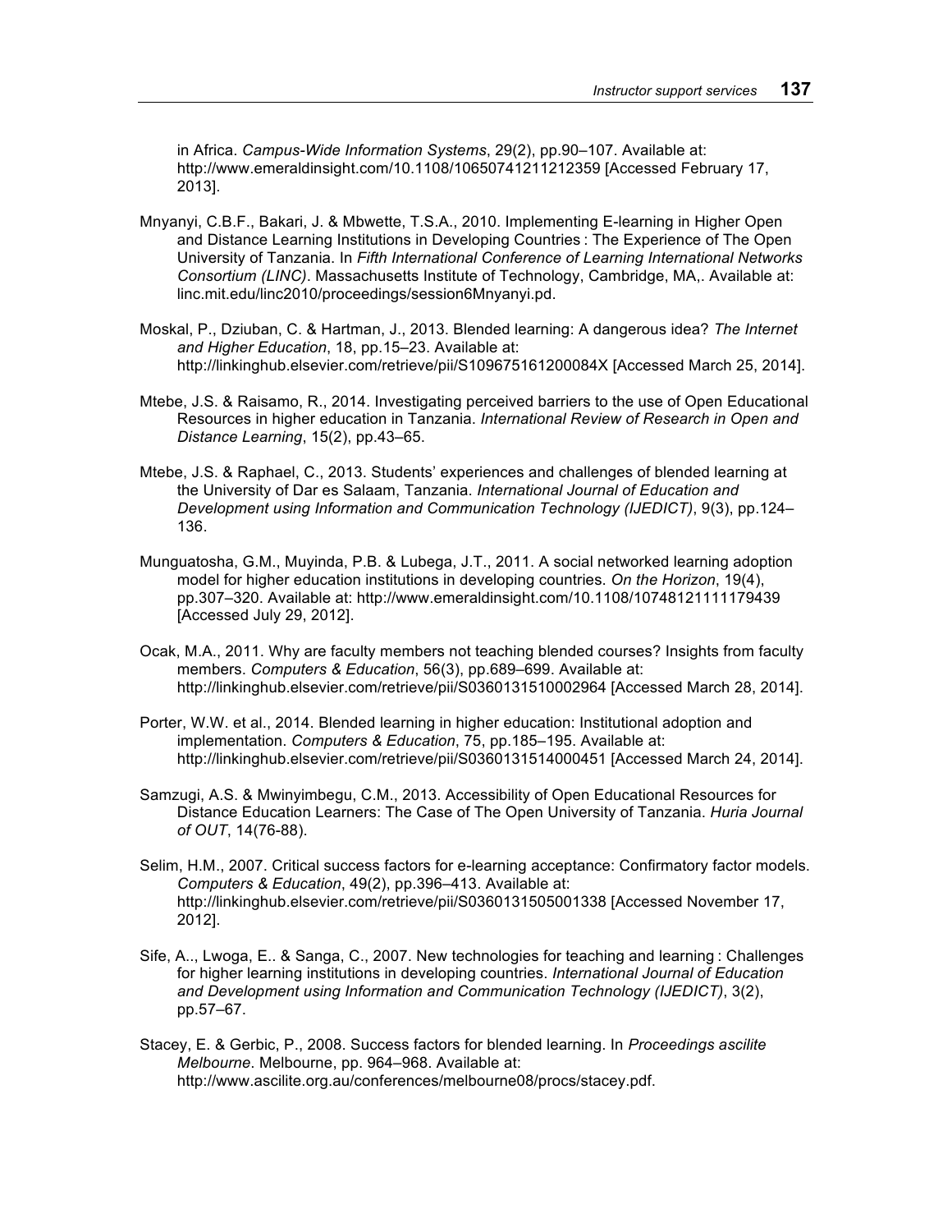in Africa. *Campus-Wide Information Systems*, 29(2), pp.90–107. Available at: http://www.emeraldinsight.com/10.1108/10650741211212359 [Accessed February 17, 2013].

Mnyanyi, C.B.F., Bakari, J. & Mbwette, T.S.A., 2010. Implementing E-learning in Higher Open and Distance Learning Institutions in Developing Countries : The Experience of The Open University of Tanzania. In *Fifth International Conference of Learning International Networks Consortium (LINC)*. Massachusetts Institute of Technology, Cambridge, MA,. Available at: linc.mit.edu/linc2010/proceedings/session6Mnyanyi.pd.

Moskal, P., Dziuban, C. & Hartman, J., 2013. Blended learning: A dangerous idea? *The Internet and Higher Education*, 18, pp.15–23. Available at: http://linkinghub.elsevier.com/retrieve/pii/S109675161200084X [Accessed March 25, 2014].

Mtebe, J.S. & Raisamo, R., 2014. Investigating perceived barriers to the use of Open Educational Resources in higher education in Tanzania. *International Review of Research in Open and Distance Learning*, 15(2), pp.43–65.

Mtebe, J.S. & Raphael, C., 2013. Students' experiences and challenges of blended learning at the University of Dar es Salaam, Tanzania. *International Journal of Education and Development using Information and Communication Technology (IJEDICT)*, 9(3), pp.124–136.

Munguatosha, G.M., Muyinda, P.B. & Lubega, J.T., 2011. A social networked learning adoption model for higher education institutions in developing countries. *On the Horizon*, 19(4), pp.307–320. Available at: http://www.emeraldinsight.com/10.1108/10748121111179439 [Accessed July 29, 2012].

Ocak, M.A., 2011. Why are faculty members not teaching blended courses? Insights from faculty members. *Computers & Education*, 56(3), pp.689–699. Available at: http://linkinghub.elsevier.com/retrieve/pii/S0360131510002964 [Accessed March 28, 2014].

Porter, W.W. et al., 2014. Blended learning in higher education: Institutional adoption and implementation. *Computers & Education*, 75, pp.185–195. Available at: http://linkinghub.elsevier.com/retrieve/pii/S0360131514000451 [Accessed March 24, 2014].

Samzugi, A.S. & Mwinyimbegu, C.M., 2013. Accessibility of Open Educational Resources for Distance Education Learners: The Case of The Open University of Tanzania. *Huria Journal of OUT*, 14(76-88).

Selim, H.M., 2007. Critical success factors for e-learning acceptance: Confirmatory factor models. *Computers & Education*, 49(2), pp.396–413. Available at: http://linkinghub.elsevier.com/retrieve/pii/S0360131505001338 [Accessed November 17, 2012].

Sife, A.., Lwoga, E.. & Sanga, C., 2007. New technologies for teaching and learning : Challenges for higher learning institutions in developing countries. *International Journal of Education and Development using Information and Communication Technology (IJEDICT)*, 3(2), pp.57–67.

Stacey, E. & Gerbic, P., 2008. Success factors for blended learning. In *Proceedings ascilite Melbourne*. Melbourne, pp. 964–968. Available at: http://www.ascilite.org.au/conferences/melbourne08/procs/stacey.pdf.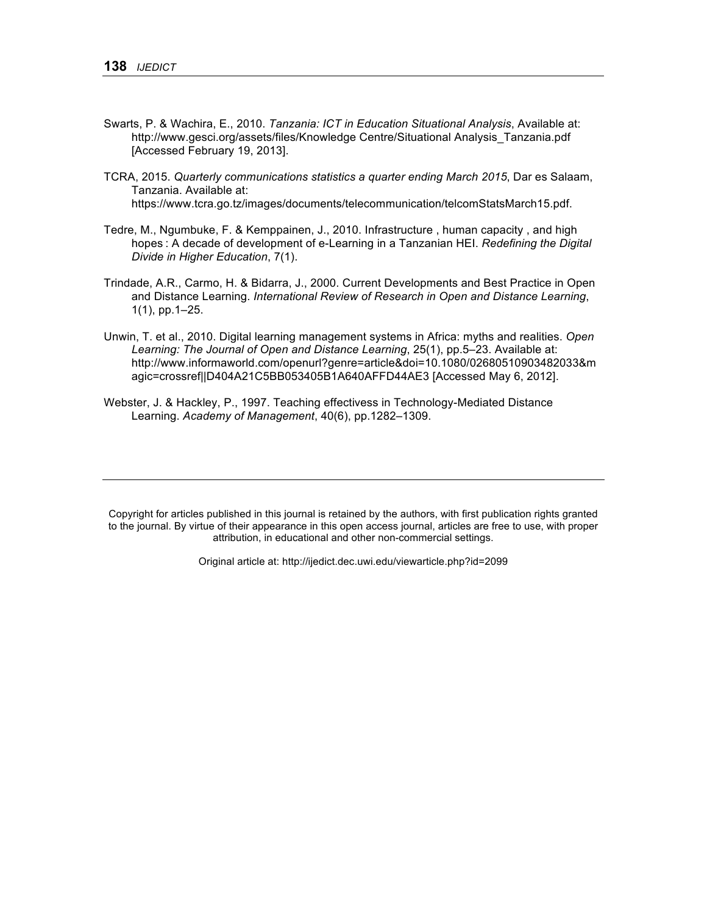Swarts, P. & Wachira, E., 2010. *Tanzania: ICT in Education Situational Analysis*, Available at: http://www.gesci.org/assets/files/Knowledge Centre/Situational Analysis_Tanzania.pdf [Accessed February 19, 2013].

TCRA, 2015. *Quarterly communications statistics a quarter ending March 2015*, Dar es Salaam, Tanzania. Available at: https://www.tcra.go.tz/images/documents/telecommunication/telcomStatsMarch15.pdf.

Tedre, M., Ngumbuke, F. & Kemppainen, J., 2010. Infrastructure , human capacity , and high hopes : A decade of development of e-Learning in a Tanzanian HEI. *Redefining the Digital Divide in Higher Education*, 7(1).

Trindade, A.R., Carmo, H. & Bidarra, J., 2000. Current Developments and Best Practice in Open and Distance Learning. *International Review of Research in Open and Distance Learning*, 1(1), pp.1–25.

Unwin, T. et al., 2010. Digital learning management systems in Africa: myths and realities. *Open Learning: The Journal of Open and Distance Learning*, 25(1), pp.5–23. Available at: http://www.informaworld.com/openurl?genre=article&doi=10.1080/02680510903482033&magic=crossref||D404A21C5BB053405B1A640AFFD44AE3 [Accessed May 6, 2012].

Webster, J. & Hackley, P., 1997. Teaching effectivess in Technology-Mediated Distance Learning. *Academy of Management*, 40(6), pp.1282–1309.

---

Copyright for articles published in this journal is retained by the authors, with first publication rights granted to the journal. By virtue of their appearance in this open access journal, articles are free to use, with proper attribution, in educational and other non-commercial settings.

Original article at: http://ijedict.dec.uwi.edu/viewarticle.php?id=2099